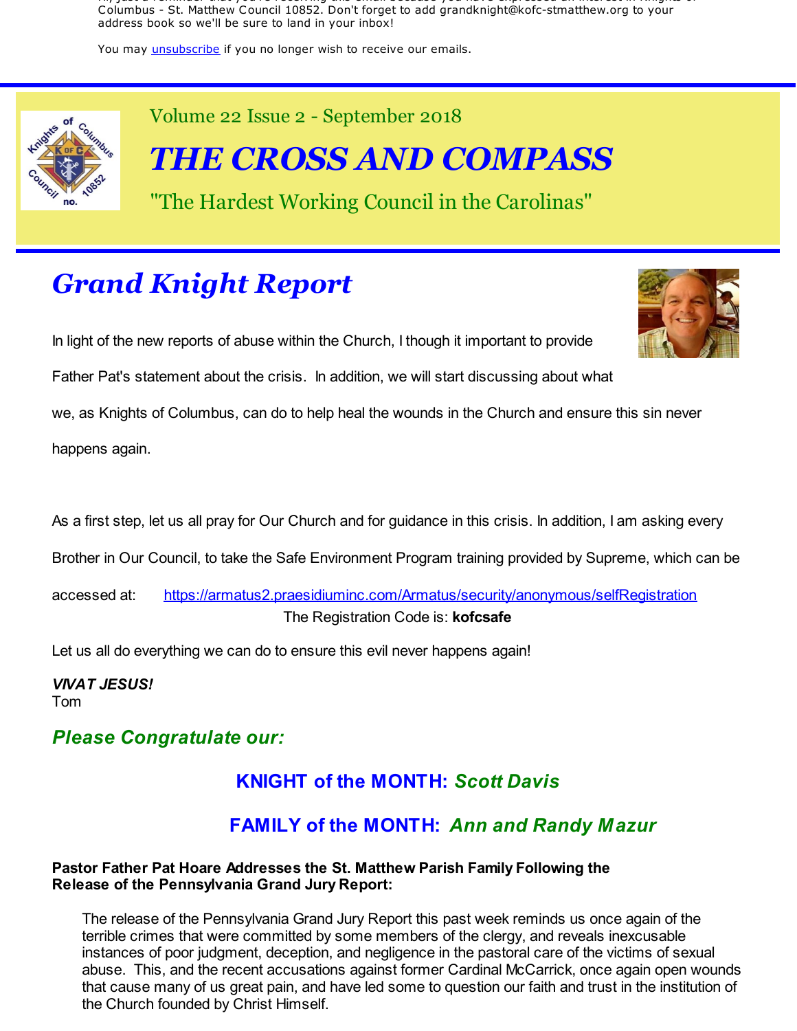Columbus - St. Matthew Council 10852. Don't forget to add grandknight@kofc-stmatthew.org to your address book so we'll be sure to land in your inbox!

You may unsubscribe if you no longer wish to receive our emails.

Volume 22 Issue 2 - September 2018

# *THE CROSS AND COMPASS*

"The Hardest Working Council in the Carolinas"

## *Grand Knight Report*

In light of the new reports of abuse within the Church, I though it important to provide Father Pat's statement about the crisis. In addition, we will start discussing about what we, as Knights of Columbus, can do to help heal the wounds in the Church and ensure this sin never happens again.

As a first step, let us all pray for Our Church and for guidance in this crisis. In addition, I am asking every Brother in Our Council, to take the Safe Environment Program training provided by Supreme, which can be accessed at: https://armatus2.praesidiuminc.com/Armatus/security/anonymous/selfRegistration

The Registration Code is: **kofcsafe**

Let us all do everything we can do to ensure this evil never happens again!

***VIVAT JESUS!***
Tom

### *Please Congratulate our:*

**KNIGHT of the MONTH: *Scott Davis***

**FAMILY of the MONTH: *Ann and Randy Mazur***

**Pastor Father Pat Hoare Addresses the St. Matthew Parish Family Following the Release of the Pennsylvania Grand Jury Report:**

> The release of the Pennsylvania Grand Jury Report this past week reminds us once again of the terrible crimes that were committed by some members of the clergy, and reveals inexcusable instances of poor judgment, deception, and negligence in the pastoral care of the victims of sexual abuse. This, and the recent accusations against former Cardinal McCarrick, once again open wounds that cause many of us great pain, and have led some to question our faith and trust in the institution of the Church founded by Christ Himself.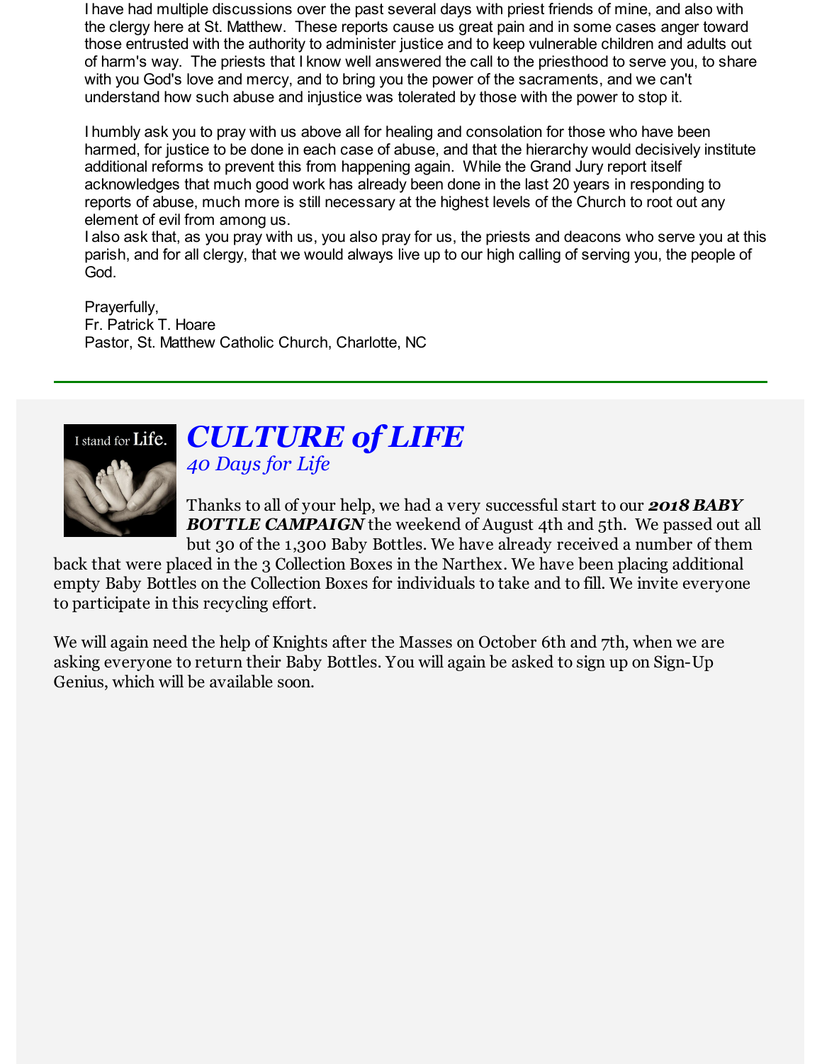I have had multiple discussions over the past several days with priest friends of mine, and also with the clergy here at St. Matthew. These reports cause us great pain and in some cases anger toward those entrusted with the authority to administer justice and to keep vulnerable children and adults out of harm's way. The priests that I know well answered the call to the priesthood to serve you, to share with you God's love and mercy, and to bring you the power of the sacraments, and we can't understand how such abuse and injustice was tolerated by those with the power to stop it.

I humbly ask you to pray with us above all for healing and consolation for those who have been harmed, for justice to be done in each case of abuse, and that the hierarchy would decisively institute additional reforms to prevent this from happening again. While the Grand Jury report itself acknowledges that much good work has already been done in the last 20 years in responding to reports of abuse, much more is still necessary at the highest levels of the Church to root out any element of evil from among us.

I also ask that, as you pray with us, you also pray for us, the priests and deacons who serve you at this parish, and for all clergy, that we would always live up to our high calling of serving you, the people of God.

Prayerfully,
Fr. Patrick T. Hoare
Pastor, St. Matthew Catholic Church, Charlotte, NC

---

## *CULTURE of LIFE*

*40 Days for Life*

Thanks to all of your help, we had a very successful start to our ***2018 BABY BOTTLE CAMPAIGN*** the weekend of August 4th and 5th. We passed out all but 30 of the 1,300 Baby Bottles. We have already received a number of them back that were placed in the 3 Collection Boxes in the Narthex. We have been placing additional empty Baby Bottles on the Collection Boxes for individuals to take and to fill. We invite everyone to participate in this recycling effort.

We will again need the help of Knights after the Masses on October 6th and 7th, when we are asking everyone to return their Baby Bottles. You will again be asked to sign up on Sign-Up Genius, which will be available soon.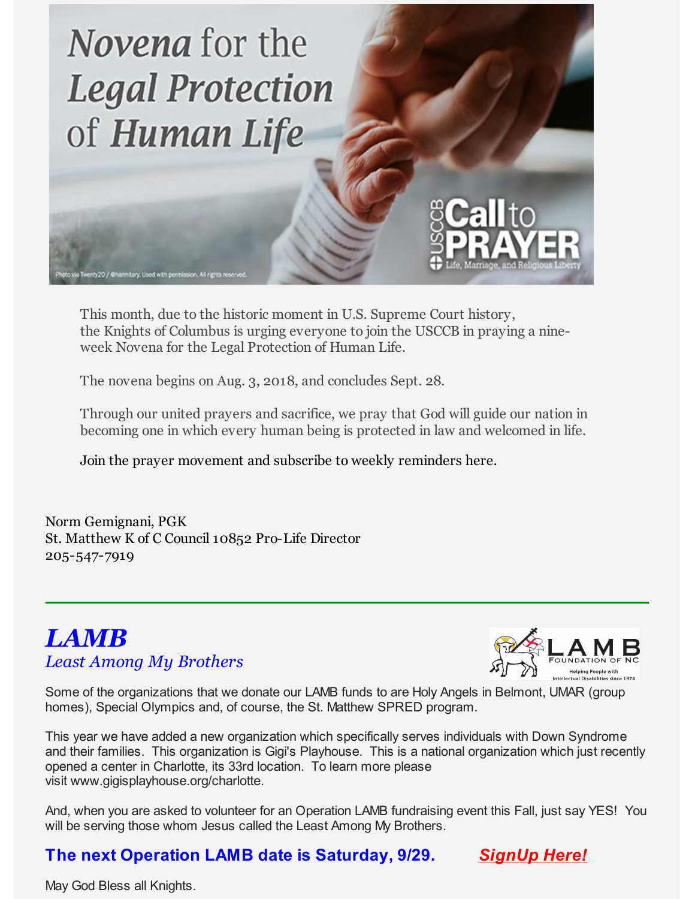# Novena for the Legal Protection of Human Life

This month, due to the historic moment in U.S. Supreme Court history, the Knights of Columbus is urging everyone to join the USCCB in praying a nine-week Novena for the Legal Protection of Human Life.

The novena begins on Aug. 3, 2018, and concludes Sept. 28.

Through our united prayers and sacrifice, we pray that God will guide our nation in becoming one in which every human being is protected in law and welcomed in life.

Join the prayer movement and subscribe to weekly reminders here.

Norm Gemignani, PGK
St. Matthew K of C Council 10852 Pro-Life Director
205-547-7919

---

## *LAMB*

*Least Among My Brothers*

Some of the organizations that we donate our LAMB funds to are Holy Angels in Belmont, UMAR (group homes), Special Olympics and, of course, the St. Matthew SPRED program.

This year we have added a new organization which specifically serves individuals with Down Syndrome and their families. This organization is Gigi's Playhouse. This is a national organization which just recently opened a center in Charlotte, its 33rd location. To learn more please visit www.gigisplayhouse.org/charlotte.

And, when you are asked to volunteer for an Operation LAMB fundraising event this Fall, just say YES! You will be serving those whom Jesus called the Least Among My Brothers.

**The next Operation LAMB date is Saturday, 9/29.** ***SignUp Here!***

May God Bless all Knights.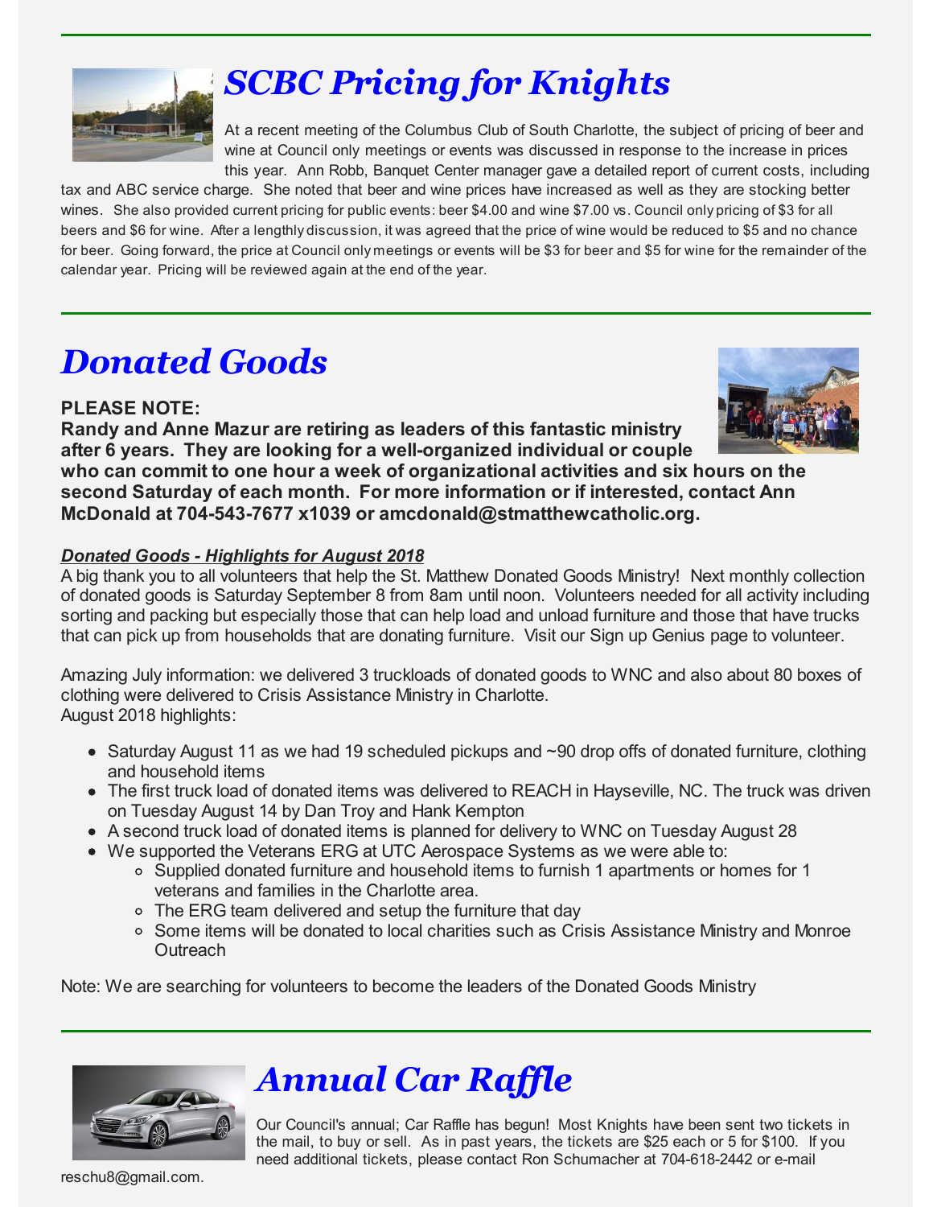## *SCBC Pricing for Knights*

At a recent meeting of the Columbus Club of South Charlotte, the subject of pricing of beer and wine at Council only meetings or events was discussed in response to the increase in prices this year. Ann Robb, Banquet Center manager gave a detailed report of current costs, including tax and ABC service charge. She noted that beer and wine prices have increased as well as they are stocking better wines. She also provided current pricing for public events: beer $4.00 and wine $7.00 vs. Council only pricing of $3 for all beers and $6 for wine. After a lengthly discussion, it was agreed that the price of wine would be reduced to $5 and no chance for beer. Going forward, the price at Council only meetings or events will be $3 for beer and $5 for wine for the remainder of the calendar year. Pricing will be reviewed again at the end of the year.

## *Donated Goods*

**PLEASE NOTE:**
**Randy and Anne Mazur are retiring as leaders of this fantastic ministry after 6 years. They are looking for a well-organized individual or couple who can commit to one hour a week of organizational activities and six hours on the second Saturday of each month. For more information or if interested, contact Ann McDonald at 704-543-7677 x1039 or amcdonald@stmatthewcatholic.org.**

***Donated Goods - Highlights for August 2018***

A big thank you to all volunteers that help the St. Matthew Donated Goods Ministry! Next monthly collection of donated goods is Saturday September 8 from 8am until noon. Volunteers needed for all activity including sorting and packing but especially those that can help load and unload furniture and those that have trucks that can pick up from households that are donating furniture. Visit our Sign up Genius page to volunteer.

Amazing July information: we delivered 3 truckloads of donated goods to WNC and also about 80 boxes of clothing were delivered to Crisis Assistance Ministry in Charlotte.
August 2018 highlights:

- Saturday August 11 as we had 19 scheduled pickups and ~90 drop offs of donated furniture, clothing and household items
- The first truck load of donated items was delivered to REACH in Hayseville, NC. The truck was driven on Tuesday August 14 by Dan Troy and Hank Kempton
- A second truck load of donated items is planned for delivery to WNC on Tuesday August 28
- We supported the Veterans ERG at UTC Aerospace Systems as we were able to:
    - Supplied donated furniture and household items to furnish 1 apartments or homes for 1 veterans and families in the Charlotte area.
    - The ERG team delivered and setup the furniture that day
    - Some items will be donated to local charities such as Crisis Assistance Ministry and Monroe Outreach

Note: We are searching for volunteers to become the leaders of the Donated Goods Ministry

## *Annual Car Raffle*

Our Council's annual; Car Raffle has begun! Most Knights have been sent two tickets in the mail, to buy or sell. As in past years, the tickets are $25 each or 5 for $100. If you need additional tickets, please contact Ron Schumacher at 704-618-2442 or e-mail reschu8@gmail.com.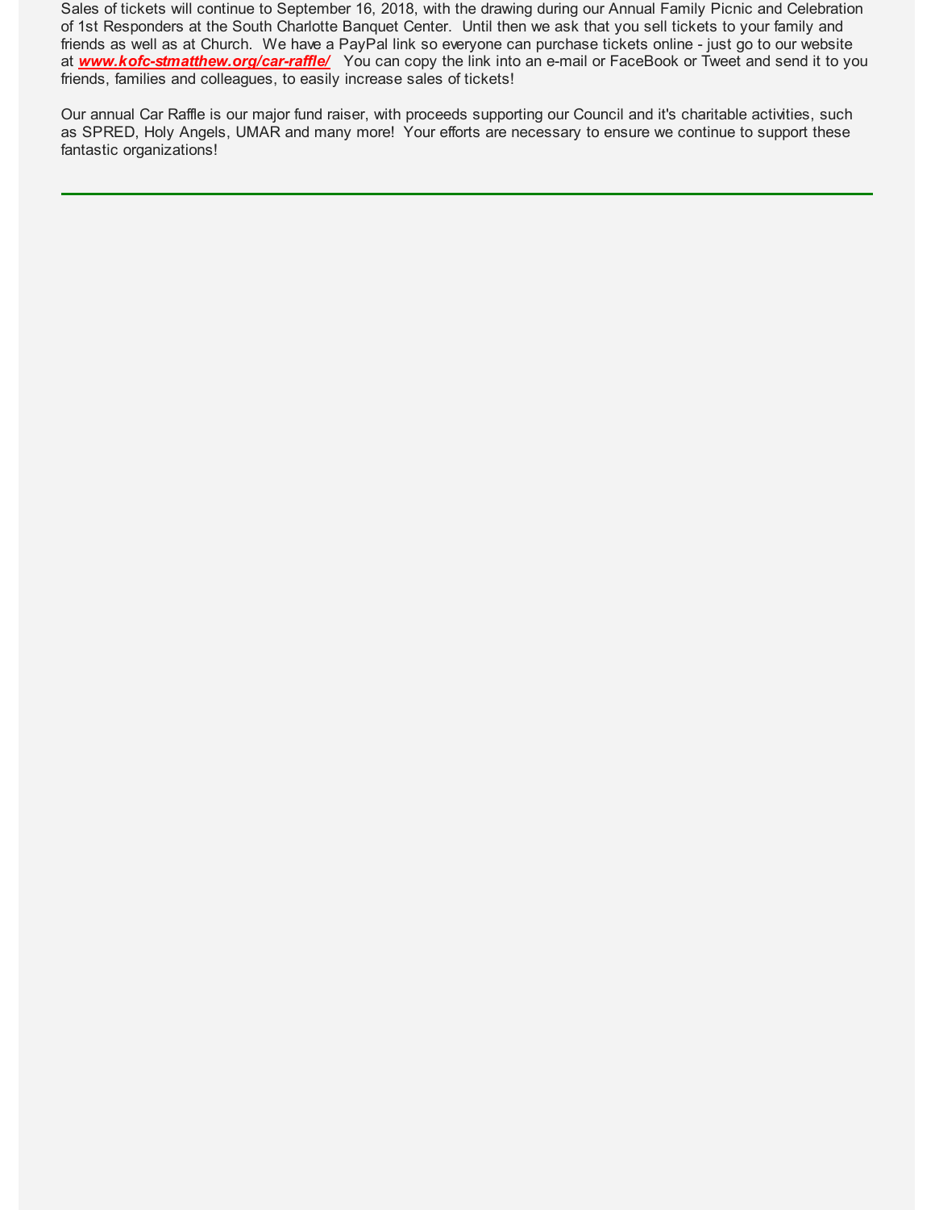Sales of tickets will continue to September 16, 2018, with the drawing during our Annual Family Picnic and Celebration of 1st Responders at the South Charlotte Banquet Center. Until then we ask that you sell tickets to your family and friends as well as at Church. We have a PayPal link so everyone can purchase tickets online - just go to our website at ***www.kofc-stmatthew.org/car-raffle/*** You can copy the link into an e-mail or FaceBook or Tweet and send it to you friends, families and colleagues, to easily increase sales of tickets!

Our annual Car Raffle is our major fund raiser, with proceeds supporting our Council and it's charitable activities, such as SPRED, Holy Angels, UMAR and many more! Your efforts are necessary to ensure we continue to support these fantastic organizations!

---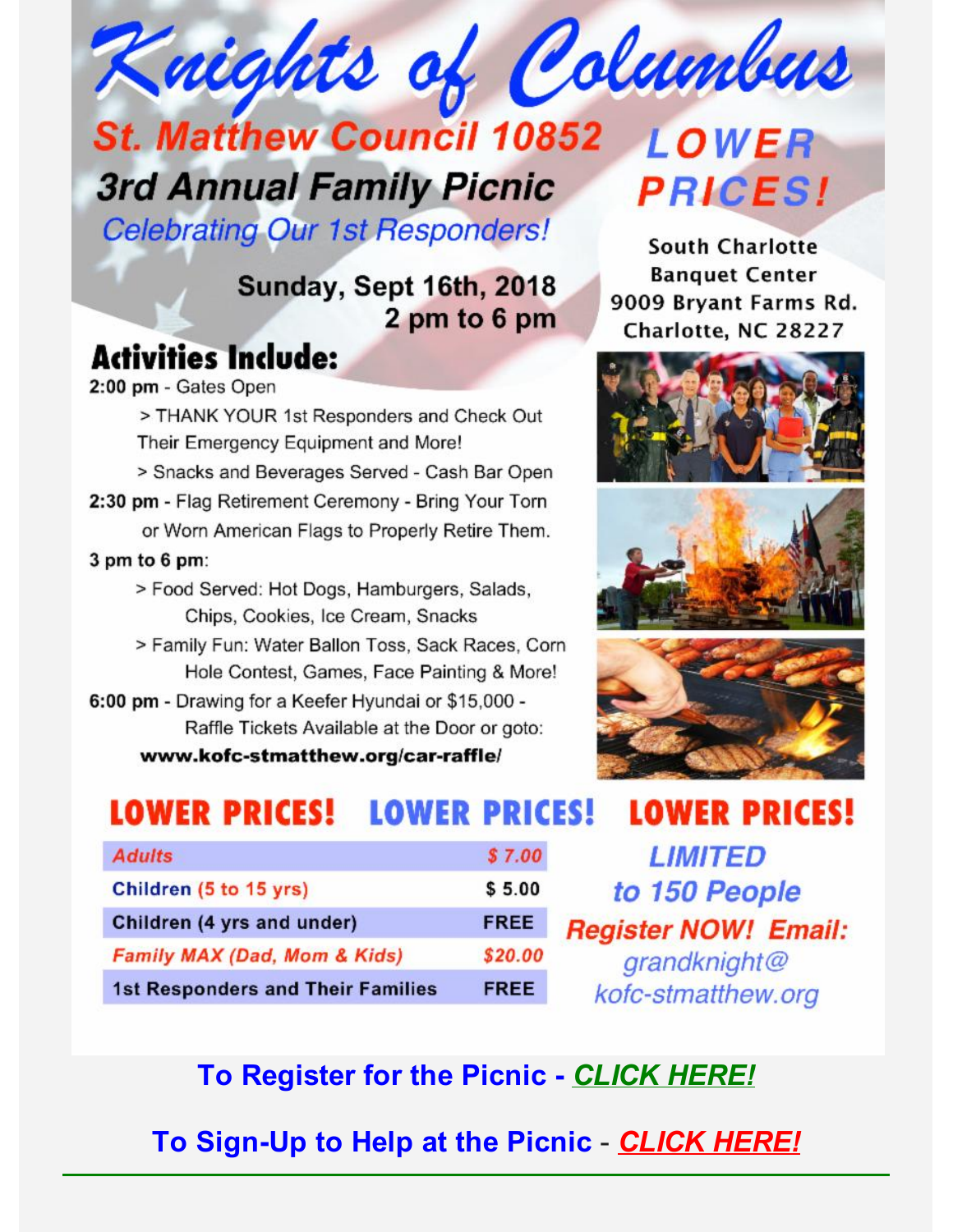# Knights of Columbus

## St. Matthew Council 10852

## 3rd Annual Family Picnic

*Celebrating Our 1st Responders!*

**LOWER PRICES!**

**Sunday, Sept 16th, 2018**
**2 pm to 6 pm**

**South Charlotte Banquet Center**
**9009 Bryant Farms Rd.**
**Charlotte, NC 28227**

### Activities Include:

**2:00 pm** - Gates Open

> THANK YOUR 1st Responders and Check Out Their Emergency Equipment and More!

> Snacks and Beverages Served - Cash Bar Open

**2:30 pm** - Flag Retirement Ceremony - Bring Your Torn or Worn American Flags to Properly Retire Them.

**3 pm to 6 pm**:

> Food Served: Hot Dogs, Hamburgers, Salads, Chips, Cookies, Ice Cream, Snacks

> Family Fun: Water Ballon Toss, Sack Races, Corn Hole Contest, Games, Face Painting & More!

**6:00 pm** - Drawing for a Keefer Hyundai or $15,000 - Raffle Tickets Available at the Door or goto:

**www.kofc-stmatthew.org/car-raffle/**

**LOWER PRICES! LOWER PRICES! LOWER PRICES!**

| | |
|---|---|
| *Adults* | *$ 7.00* |
| Children (5 to 15 yrs) | $ 5.00 |
| Children (4 yrs and under) | FREE |
| *Family MAX (Dad, Mom & Kids)* | *$20.00* |
| 1st Responders and Their Families | FREE |

***LIMITED to 150 People***

***Register NOW! Email:*** *grandknight@kofc-stmatthew.org*

**To Register for the Picnic - *CLICK HERE!***

**To Sign-Up to Help at the Picnic - *CLICK HERE!***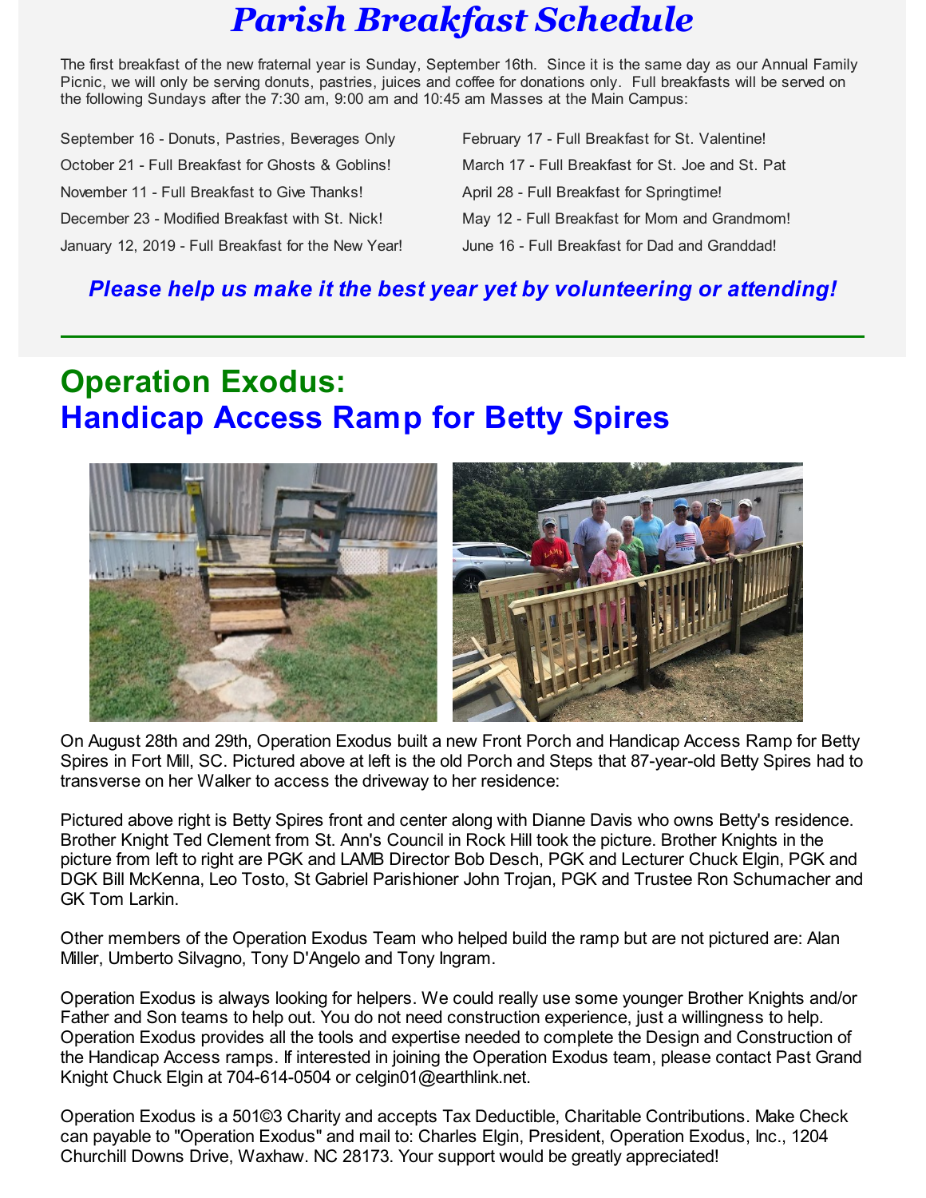# Parish Breakfast Schedule

The first breakfast of the new fraternal year is Sunday, September 16th. Since it is the same day as our Annual Family Picnic, we will only be serving donuts, pastries, juices and coffee for donations only. Full breakfasts will be served on the following Sundays after the 7:30 am, 9:00 am and 10:45 am Masses at the Main Campus:

September 16 - Donuts, Pastries, Beverages Only
October 21 - Full Breakfast for Ghosts & Goblins!
November 11 - Full Breakfast to Give Thanks!
December 23 - Modified Breakfast with St. Nick!
January 12, 2019 - Full Breakfast for the New Year!
February 17 - Full Breakfast for St. Valentine!
March 17 - Full Breakfast for St. Joe and St. Pat
April 28 - Full Breakfast for Springtime!
May 12 - Full Breakfast for Mom and Grandmom!
June 16 - Full Breakfast for Dad and Granddad!

***Please help us make it the best year yet by volunteering or attending!***

## Operation Exodus: Handicap Access Ramp for Betty Spires

On August 28th and 29th, Operation Exodus built a new Front Porch and Handicap Access Ramp for Betty Spires in Fort Mill, SC. Pictured above at left is the old Porch and Steps that 87-year-old Betty Spires had to transverse on her Walker to access the driveway to her residence:

Pictured above right is Betty Spires front and center along with Dianne Davis who owns Betty's residence. Brother Knight Ted Clement from St. Ann's Council in Rock Hill took the picture. Brother Knights in the picture from left to right are PGK and LAMB Director Bob Desch, PGK and Lecturer Chuck Elgin, PGK and DGK Bill McKenna, Leo Tosto, St Gabriel Parishioner John Trojan, PGK and Trustee Ron Schumacher and GK Tom Larkin.

Other members of the Operation Exodus Team who helped build the ramp but are not pictured are: Alan Miller, Umberto Silvagno, Tony D'Angelo and Tony Ingram.

Operation Exodus is always looking for helpers. We could really use some younger Brother Knights and/or Father and Son teams to help out. You do not need construction experience, just a willingness to help. Operation Exodus provides all the tools and expertise needed to complete the Design and Construction of the Handicap Access ramps. If interested in joining the Operation Exodus team, please contact Past Grand Knight Chuck Elgin at 704-614-0504 or celgin01@earthlink.net.

Operation Exodus is a 501©3 Charity and accepts Tax Deductible, Charitable Contributions. Make Check can payable to "Operation Exodus" and mail to: Charles Elgin, President, Operation Exodus, Inc., 1204 Churchill Downs Drive, Waxhaw. NC 28173. Your support would be greatly appreciated!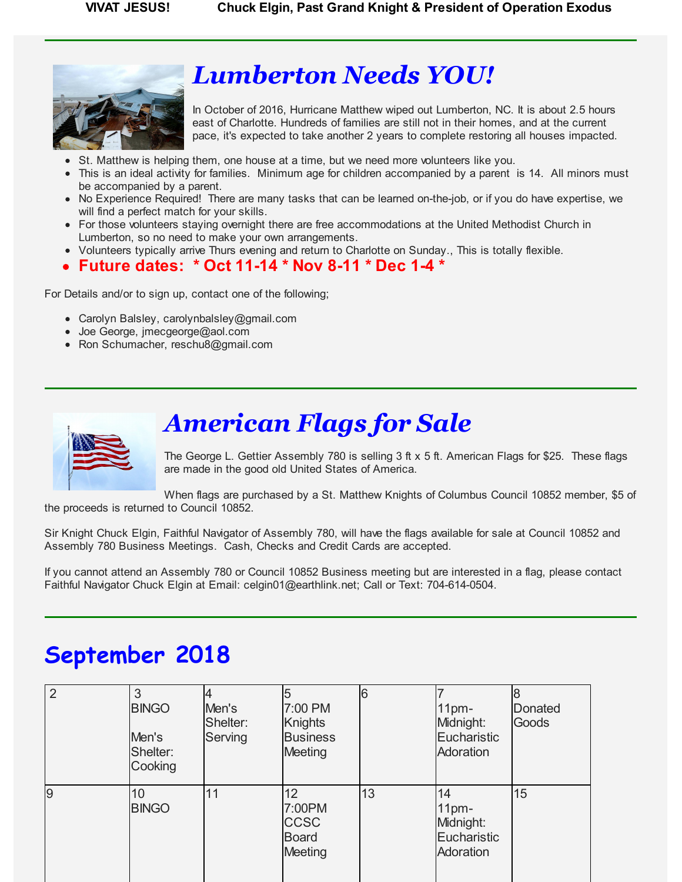VIVAT JESUS! Chuck Elgin, Past Grand Knight & President of Operation Exodus

# Lumberton Needs YOU!

In October of 2016, Hurricane Matthew wiped out Lumberton, NC. It is about 2.5 hours east of Charlotte. Hundreds of families are still not in their homes, and at the current pace, it's expected to take another 2 years to complete restoring all houses impacted.

- St. Matthew is helping them, one house at a time, but we need more volunteers like you.
- This is an ideal activity for families. Minimum age for children accompanied by a parent is 14. All minors must be accompanied by a parent.
- No Experience Required! There are many tasks that can be learned on-the-job, or if you do have expertise, we will find a perfect match for your skills.
- For those volunteers staying overnight there are free accommodations at the United Methodist Church in Lumberton, so no need to make your own arrangements.
- Volunteers typically arrive Thurs evening and return to Charlotte on Sunday., This is totally flexible.
- **Future dates: * Oct 11-14 * Nov 8-11 * Dec 1-4 ***

For Details and/or to sign up, contact one of the following;

- Carolyn Balsley, carolynbalsley@gmail.com
- Joe George, jmecgeorge@aol.com
- Ron Schumacher, reschu8@gmail.com

# American Flags for Sale

The George L. Gettier Assembly 780 is selling 3 ft x 5 ft. American Flags for $25. These flags are made in the good old United States of America.

When flags are purchased by a St. Matthew Knights of Columbus Council 10852 member, $5 of the proceeds is returned to Council 10852.

Sir Knight Chuck Elgin, Faithful Navigator of Assembly 780, will have the flags available for sale at Council 10852 and Assembly 780 Business Meetings. Cash, Checks and Credit Cards are accepted.

If you cannot attend an Assembly 780 or Council 10852 Business meeting but are interested in a flag, please contact Faithful Navigator Chuck Elgin at Email: celgin01@earthlink.net; Call or Text: 704-614-0504.

# September 2018

| | | | | | | |
|---|---|---|---|---|---|---|
| 2 | 3 BINGO<br><br>Men's Shelter: Cooking | 4 Men's Shelter: Serving | 5 7:00 PM Knights Business Meeting | 6 | 7 11pm-Midnight: Eucharistic Adoration | 8 Donated Goods |
| 9 | 10 BINGO | 11 | 12 7:00PM CCSC Board Meeting | 13 | 14 11pm-Midnight: Eucharistic Adoration | 15 |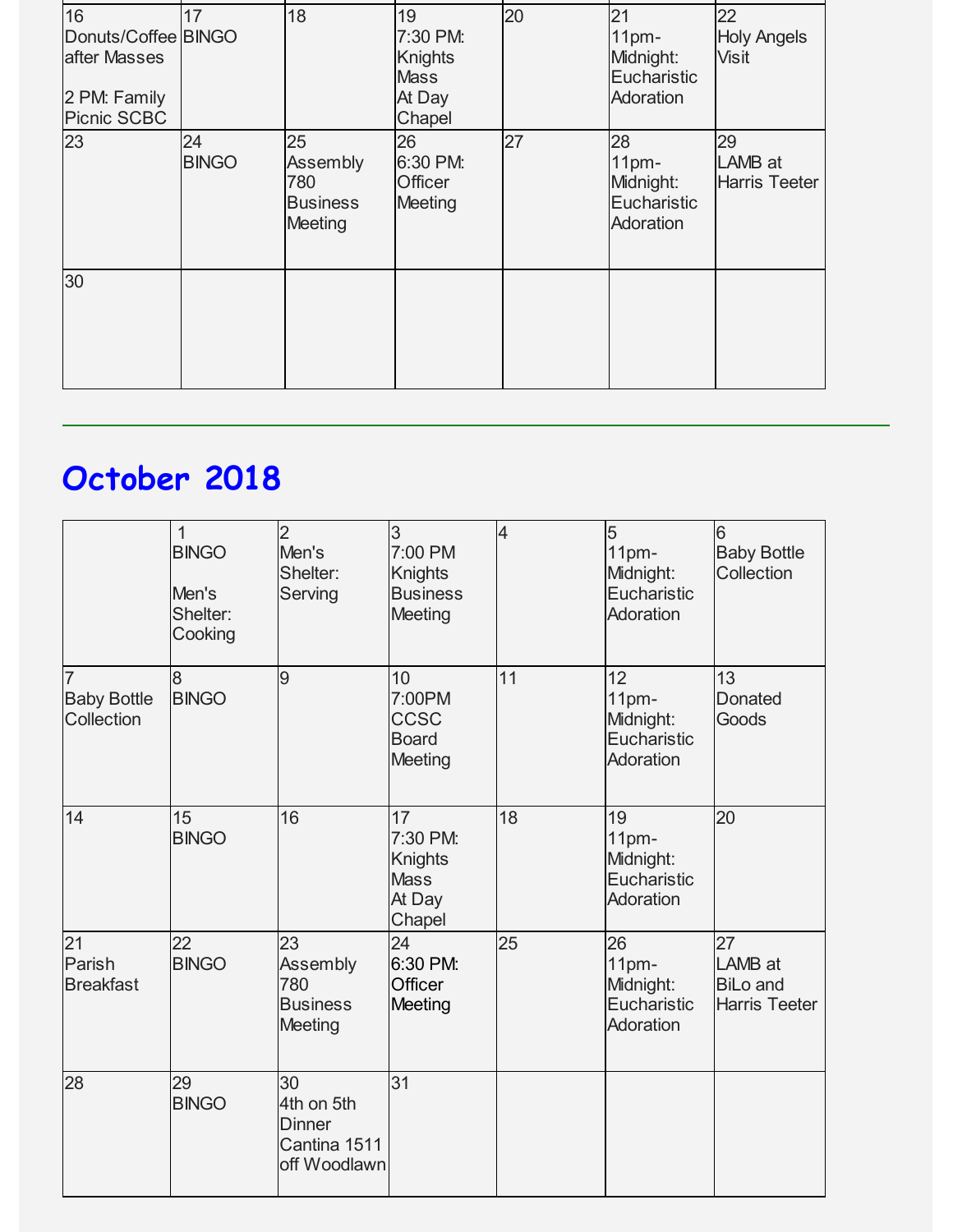| | | | | | | |
|---|---|---|---|---|---|---|
| 16 Donuts/Coffee after Masses<br><br>2 PM: Family Picnic SCBC | 17 BINGO | 18 | 19 7:30 PM: Knights Mass At Day Chapel | 20 | 21 11pm-Midnight: Eucharistic Adoration | 22 Holy Angels Visit |
| 23 | 24 BINGO | 25 Assembly 780 Business Meeting | 26 6:30 PM: Officer Meeting | 27 | 28 11pm-Midnight: Eucharistic Adoration | 29 LAMB at Harris Teeter |
| 30 | | | | | | |

## October 2018

| | | | | | | |
|---|---|---|---|---|---|---|
| | 1 BINGO<br><br>Men's Shelter: Cooking | 2 Men's Shelter: Serving | 3 7:00 PM Knights Business Meeting | 4 | 5 11pm-Midnight: Eucharistic Adoration | 6 Baby Bottle Collection |
| 7 Baby Bottle Collection | 8 BINGO | 9 | 10 7:00PM CCSC Board Meeting | 11 | 12 11pm-Midnight: Eucharistic Adoration | 13 Donated Goods |
| 14 | 15 BINGO | 16 | 17 7:30 PM: Knights Mass At Day Chapel | 18 | 19 11pm-Midnight: Eucharistic Adoration | 20 |
| 21 Parish Breakfast | 22 BINGO | 23 Assembly 780 Business Meeting | 24 6:30 PM: Officer Meeting | 25 | 26 11pm-Midnight: Eucharistic Adoration | 27 LAMB at BiLo and Harris Teeter |
| 28 | 29 BINGO | 30 4th on 5th Dinner Cantina 1511 off Woodlawn | 31 | | | |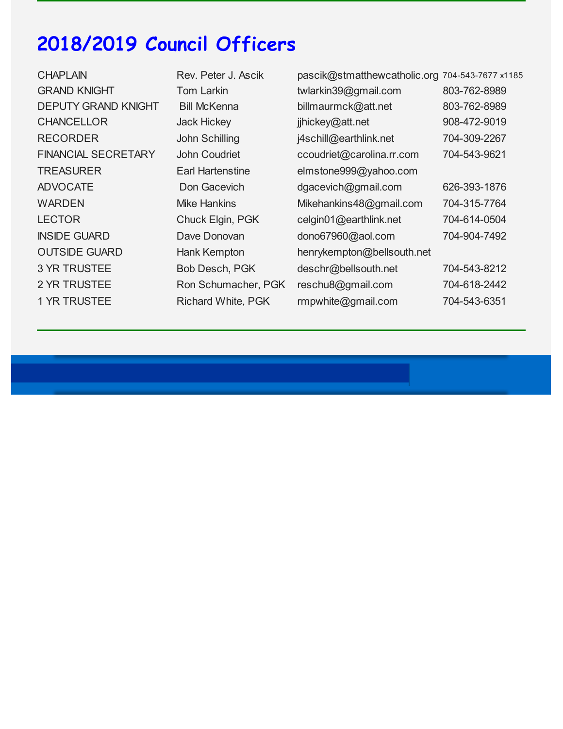## 2018/2019 Council Officers

| | | | |
|---|---|---|---|
| CHAPLAIN | Rev. Peter J. Ascik | pascik@stmatthewcatholic.org | 704-543-7677 x1185 |
| GRAND KNIGHT | Tom Larkin | twlarkin39@gmail.com | 803-762-8989 |
| DEPUTY GRAND KNIGHT | Bill McKenna | billmaurmck@att.net | 803-762-8989 |
| CHANCELLOR | Jack Hickey | jjhickey@att.net | 908-472-9019 |
| RECORDER | John Schilling | j4schill@earthlink.net | 704-309-2267 |
| FINANCIAL SECRETARY | John Coudriet | ccoudriet@carolina.rr.com | 704-543-9621 |
| TREASURER | Earl Hartenstine | elmstone999@yahoo.com | |
| ADVOCATE | Don Gacevich | dgacevich@gmail.com | 626-393-1876 |
| WARDEN | Mike Hankins | Mikehankins48@gmail.com | 704-315-7764 |
| LECTOR | Chuck Elgin, PGK | celgin01@earthlink.net | 704-614-0504 |
| INSIDE GUARD | Dave Donovan | dono67960@aol.com | 704-904-7492 |
| OUTSIDE GUARD | Hank Kempton | henrykempton@bellsouth.net | |
| 3 YR TRUSTEE | Bob Desch, PGK | deschr@bellsouth.net | 704-543-8212 |
| 2 YR TRUSTEE | Ron Schumacher, PGK | reschu8@gmail.com | 704-618-2442 |
| 1 YR TRUSTEE | Richard White, PGK | rmpwhite@gmail.com | 704-543-6351 |